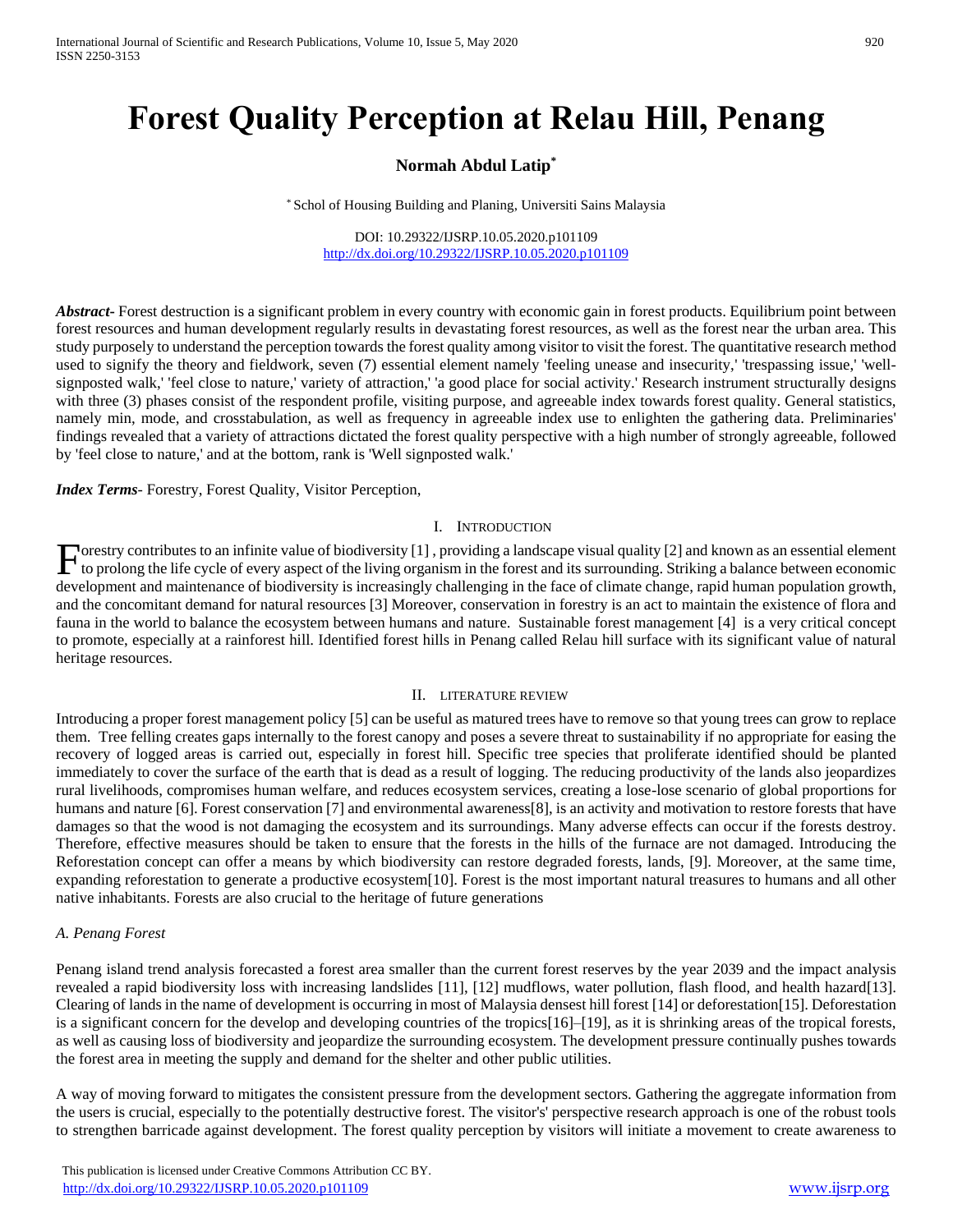# Forest Quality Perception at Relau Hill, Penang

**Normah Abdul Latip[*]**

[*] Schol of Housing Building and Planing, Universiti Sains Malaysia

DOI: 10.29322/IJSRP.10.05.2020.p101109
http://dx.doi.org/10.29322/IJSRP.10.05.2020.p101109

***Abstract-*** Forest destruction is a significant problem in every country with economic gain in forest products. Equilibrium point between forest resources and human development regularly results in devastating forest resources, as well as the forest near the urban area. This study purposely to understand the perception towards the forest quality among visitor to visit the forest. The quantitative research method used to signify the theory and fieldwork, seven (7) essential element namely 'feeling unease and insecurity,' 'trespassing issue,' 'well-signposted walk,' 'feel close to nature,' variety of attraction,' 'a good place for social activity.' Research instrument structurally designs with three (3) phases consist of the respondent profile, visiting purpose, and agreeable index towards forest quality. General statistics, namely min, mode, and crosstabulation, as well as frequency in agreeable index use to enlighten the gathering data. Preliminaries' findings revealed that a variety of attractions dictated the forest quality perspective with a high number of strongly agreeable, followed by 'feel close to nature,' and at the bottom, rank is 'Well signposted walk.'

***Index Terms*-** Forestry, Forest Quality, Visitor Perception,

## I. Introduction

Forestry contributes to an infinite value of biodiversity [1] , providing a landscape visual quality [2] and known as an essential element to prolong the life cycle of every aspect of the living organism in the forest and its surrounding. Striking a balance between economic development and maintenance of biodiversity is increasingly challenging in the face of climate change, rapid human population growth, and the concomitant demand for natural resources [3] Moreover, conservation in forestry is an act to maintain the existence of flora and fauna in the world to balance the ecosystem between humans and nature. Sustainable forest management [4] is a very critical concept to promote, especially at a rainforest hill. Identified forest hills in Penang called Relau hill surface with its significant value of natural heritage resources.

## II. Literature Review

Introducing a proper forest management policy [5] can be useful as matured trees have to remove so that young trees can grow to replace them. Tree felling creates gaps internally to the forest canopy and poses a severe threat to sustainability if no appropriate for easing the recovery of logged areas is carried out, especially in forest hill. Specific tree species that proliferate identified should be planted immediately to cover the surface of the earth that is dead as a result of logging. The reducing productivity of the lands also jeopardizes rural livelihoods, compromises human welfare, and reduces ecosystem services, creating a lose-lose scenario of global proportions for humans and nature [6]. Forest conservation [7] and environmental awareness[8], is an activity and motivation to restore forests that have damages so that the wood is not damaging the ecosystem and its surroundings. Many adverse effects can occur if the forests destroy. Therefore, effective measures should be taken to ensure that the forests in the hills of the furnace are not damaged. Introducing the Reforestation concept can offer a means by which biodiversity can restore degraded forests, lands, [9]. Moreover, at the same time, expanding reforestation to generate a productive ecosystem[10]. Forest is the most important natural treasures to humans and all other native inhabitants. Forests are also crucial to the heritage of future generations

### *A. Penang Forest*

Penang island trend analysis forecasted a forest area smaller than the current forest reserves by the year 2039 and the impact analysis revealed a rapid biodiversity loss with increasing landslides [11], [12] mudflows, water pollution, flash flood, and health hazard[13]. Clearing of lands in the name of development is occurring in most of Malaysia densest hill forest [14] or deforestation[15]. Deforestation is a significant concern for the develop and developing countries of the tropics[16]–[19], as it is shrinking areas of the tropical forests, as well as causing loss of biodiversity and jeopardize the surrounding ecosystem. The development pressure continually pushes towards the forest area in meeting the supply and demand for the shelter and other public utilities.

A way of moving forward to mitigates the consistent pressure from the development sectors. Gathering the aggregate information from the users is crucial, especially to the potentially destructive forest. The visitor's' perspective research approach is one of the robust tools to strengthen barricade against development. The forest quality perception by visitors will initiate a movement to create awareness to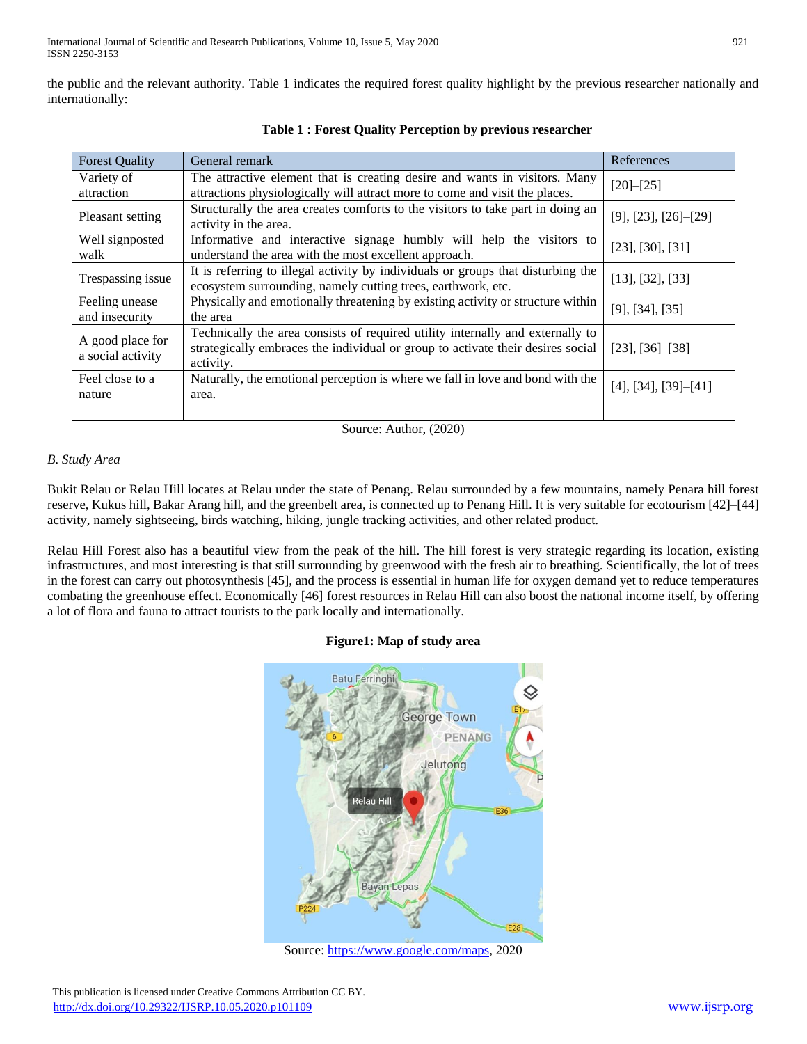the public and the relevant authority. Table 1 indicates the required forest quality highlight by the previous researcher nationally and internationally:

**Table 1 : Forest Quality Perception by previous researcher**

| Forest Quality | General remark | References |
|---|---|---|
| Variety of attraction | The attractive element that is creating desire and wants in visitors. Many attractions physiologically will attract more to come and visit the places. | [20]–[25] |
| Pleasant setting | Structurally the area creates comforts to the visitors to take part in doing an activity in the area. | [9], [23], [26]–[29] |
| Well signposted walk | Informative and interactive signage humbly will help the visitors to understand the area with the most excellent approach. | [23], [30], [31] |
| Trespassing issue | It is referring to illegal activity by individuals or groups that disturbing the ecosystem surrounding, namely cutting trees, earthwork, etc. | [13], [32], [33] |
| Feeling unease and insecurity | Physically and emotionally threatening by existing activity or structure within the area | [9], [34], [35] |
| A good place for a social activity | Technically the area consists of required utility internally and externally to strategically embraces the individual or group to activate their desires social activity. | [23], [36]–[38] |
| Feel close to a nature | Naturally, the emotional perception is where we fall in love and bond with the area. | [4], [34], [39]–[41] |
| | | |

Source: Author, (2020)

*B. Study Area*

Bukit Relau or Relau Hill locates at Relau under the state of Penang. Relau surrounded by a few mountains, namely Penara hill forest reserve, Kukus hill, Bakar Arang hill, and the greenbelt area, is connected up to Penang Hill. It is very suitable for ecotourism [42]–[44] activity, namely sightseeing, birds watching, hiking, jungle tracking activities, and other related product.

Relau Hill Forest also has a beautiful view from the peak of the hill. The hill forest is very strategic regarding its location, existing infrastructures, and most interesting is that still surrounding by greenwood with the fresh air to breathing. Scientifically, the lot of trees in the forest can carry out photosynthesis [45], and the process is essential in human life for oxygen demand yet to reduce temperatures combating the greenhouse effect. Economically [46] forest resources in Relau Hill can also boost the national income itself, by offering a lot of flora and fauna to attract tourists to the park locally and internationally.

**Figure1: Map of study area**

Source: https://www.google.com/maps, 2020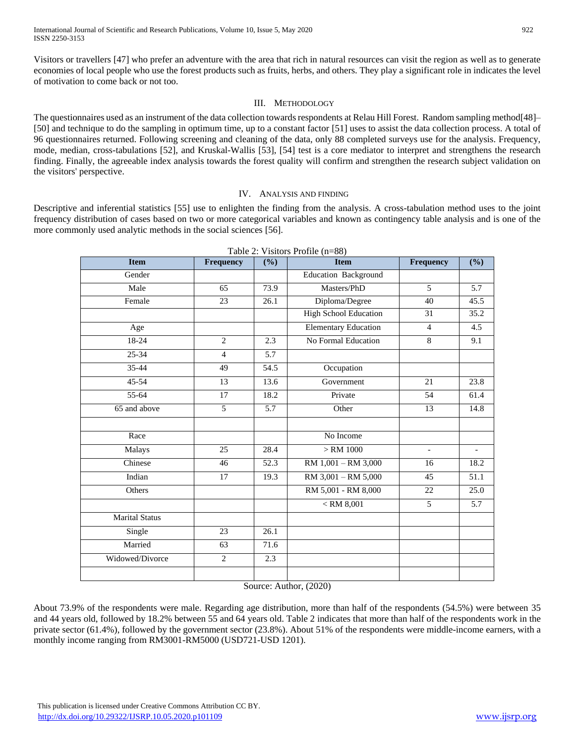Visitors or travellers [47] who prefer an adventure with the area that rich in natural resources can visit the region as well as to generate economies of local people who use the forest products such as fruits, herbs, and others. They play a significant role in indicates the level of motivation to come back or not too.

## III. Methodology

The questionnaires used as an instrument of the data collection towards respondents at Relau Hill Forest. Random sampling method[48]–[50] and technique to do the sampling in optimum time, up to a constant factor [51] uses to assist the data collection process. A total of 96 questionnaires returned. Following screening and cleaning of the data, only 88 completed surveys use for the analysis. Frequency, mode, median, cross-tabulations [52], and Kruskal-Wallis [53], [54] test is a core mediator to interpret and strengthens the research finding. Finally, the agreeable index analysis towards the forest quality will confirm and strengthen the research subject validation on the visitors' perspective.

## IV. Analysis and Finding

Descriptive and inferential statistics [55] use to enlighten the finding from the analysis. A cross-tabulation method uses to the joint frequency distribution of cases based on two or more categorical variables and known as contingency table analysis and is one of the more commonly used analytic methods in the social sciences [56].

Table 2: Visitors Profile (n=88)

| Item | Frequency | (%) | Item | Frequency | (%) |
|---|---|---|---|---|---|
| Gender | | | Education Background | | |
| Male | 65 | 73.9 | Masters/PhD | 5 | 5.7 |
| Female | 23 | 26.1 | Diploma/Degree | 40 | 45.5 |
| | | | High School Education | 31 | 35.2 |
| Age | | | Elementary Education | 4 | 4.5 |
| 18-24 | 2 | 2.3 | No Formal Education | 8 | 9.1 |
| 25-34 | 4 | 5.7 | | | |
| 35-44 | 49 | 54.5 | Occupation | | |
| 45-54 | 13 | 13.6 | Government | 21 | 23.8 |
| 55-64 | 17 | 18.2 | Private | 54 | 61.4 |
| 65 and above | 5 | 5.7 | Other | 13 | 14.8 |
| | | | | | |
| Race | | | No Income | | |
| Malays | 25 | 28.4 | > RM 1000 | - | - |
| Chinese | 46 | 52.3 | RM 1,001 – RM 3,000 | 16 | 18.2 |
| Indian | 17 | 19.3 | RM 3,001 – RM 5,000 | 45 | 51.1 |
| Others | | | RM 5,001 - RM 8,000 | 22 | 25.0 |
| | | | < RM 8,001 | 5 | 5.7 |
| Marital Status | | | | | |
| Single | 23 | 26.1 | | | |
| Married | 63 | 71.6 | | | |
| Widowed/Divorce | 2 | 2.3 | | | |
| | | | | | |

Source: Author, (2020)

About 73.9% of the respondents were male. Regarding age distribution, more than half of the respondents (54.5%) were between 35 and 44 years old, followed by 18.2% between 55 and 64 years old. Table 2 indicates that more than half of the respondents work in the private sector (61.4%), followed by the government sector (23.8%). About 51% of the respondents were middle-income earners, with a monthly income ranging from RM3001-RM5000 (USD721-USD 1201).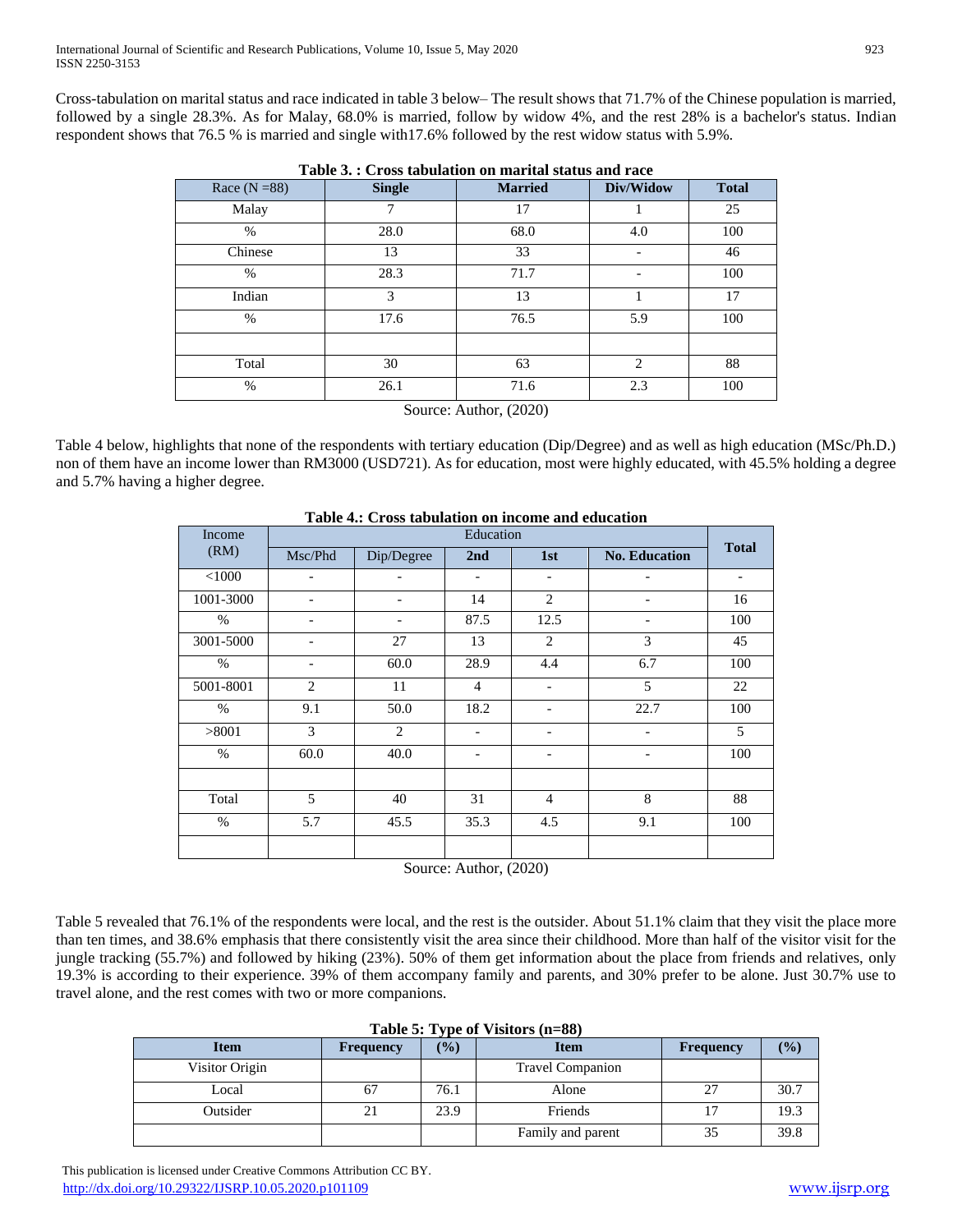Cross-tabulation on marital status and race indicated in table 3 below– The result shows that 71.7% of the Chinese population is married, followed by a single 28.3%. As for Malay, 68.0% is married, follow by widow 4%, and the rest 28% is a bachelor's status. Indian respondent shows that 76.5 % is married and single with17.6% followed by the rest widow status with 5.9%.

**Table 3. : Cross tabulation on marital status and race**

| Race (N =88) | Single | Married | Div/Widow | Total |
|---|---|---|---|---|
| Malay | 7 | 17 | 1 | 25 |
| % | 28.0 | 68.0 | 4.0 | 100 |
| Chinese | 13 | 33 | - | 46 |
| % | 28.3 | 71.7 | - | 100 |
| Indian | 3 | 13 | 1 | 17 |
| % | 17.6 | 76.5 | 5.9 | 100 |
| | | | | |
| Total | 30 | 63 | 2 | 88 |
| % | 26.1 | 71.6 | 2.3 | 100 |

Source: Author, (2020)

Table 4 below, highlights that none of the respondents with tertiary education (Dip/Degree) and as well as high education (MSc/Ph.D.) non of them have an income lower than RM3000 (USD721). As for education, most were highly educated, with 45.5% holding a degree and 5.7% having a higher degree.

**Table 4.: Cross tabulation on income and education**

| Income (RM) | Education | | | | | Total |
|---|---|---|---|---|---|---|
| | Msc/Phd | Dip/Degree | 2nd | 1st | No. Education | |
| <1000 | - | - | - | - | - | - |
| 1001-3000 | - | - | 14 | 2 | - | 16 |
| % | - | - | 87.5 | 12.5 | - | 100 |
| 3001-5000 | - | 27 | 13 | 2 | 3 | 45 |
| % | - | 60.0 | 28.9 | 4.4 | 6.7 | 100 |
| 5001-8001 | 2 | 11 | 4 | - | 5 | 22 |
| % | 9.1 | 50.0 | 18.2 | - | 22.7 | 100 |
| >8001 | 3 | 2 | - | - | - | 5 |
| % | 60.0 | 40.0 | - | - | - | 100 |
| | | | | | | |
| Total | 5 | 40 | 31 | 4 | 8 | 88 |
| % | 5.7 | 45.5 | 35.3 | 4.5 | 9.1 | 100 |
| | | | | | | |

Source: Author, (2020)

Table 5 revealed that 76.1% of the respondents were local, and the rest is the outsider. About 51.1% claim that they visit the place more than ten times, and 38.6% emphasis that there consistently visit the area since their childhood. More than half of the visitor visit for the jungle tracking (55.7%) and followed by hiking (23%). 50% of them get information about the place from friends and relatives, only 19.3% is according to their experience. 39% of them accompany family and parents, and 30% prefer to be alone. Just 30.7% use to travel alone, and the rest comes with two or more companions.

**Table 5: Type of Visitors (n=88)**

| Item | Frequency | (%) | Item | Frequency | (%) |
|---|---|---|---|---|---|
| Visitor Origin | | | Travel Companion | | |
| Local | 67 | 76.1 | Alone | 27 | 30.7 |
| Outsider | 21 | 23.9 | Friends | 17 | 19.3 |
| | | | Family and parent | 35 | 39.8 |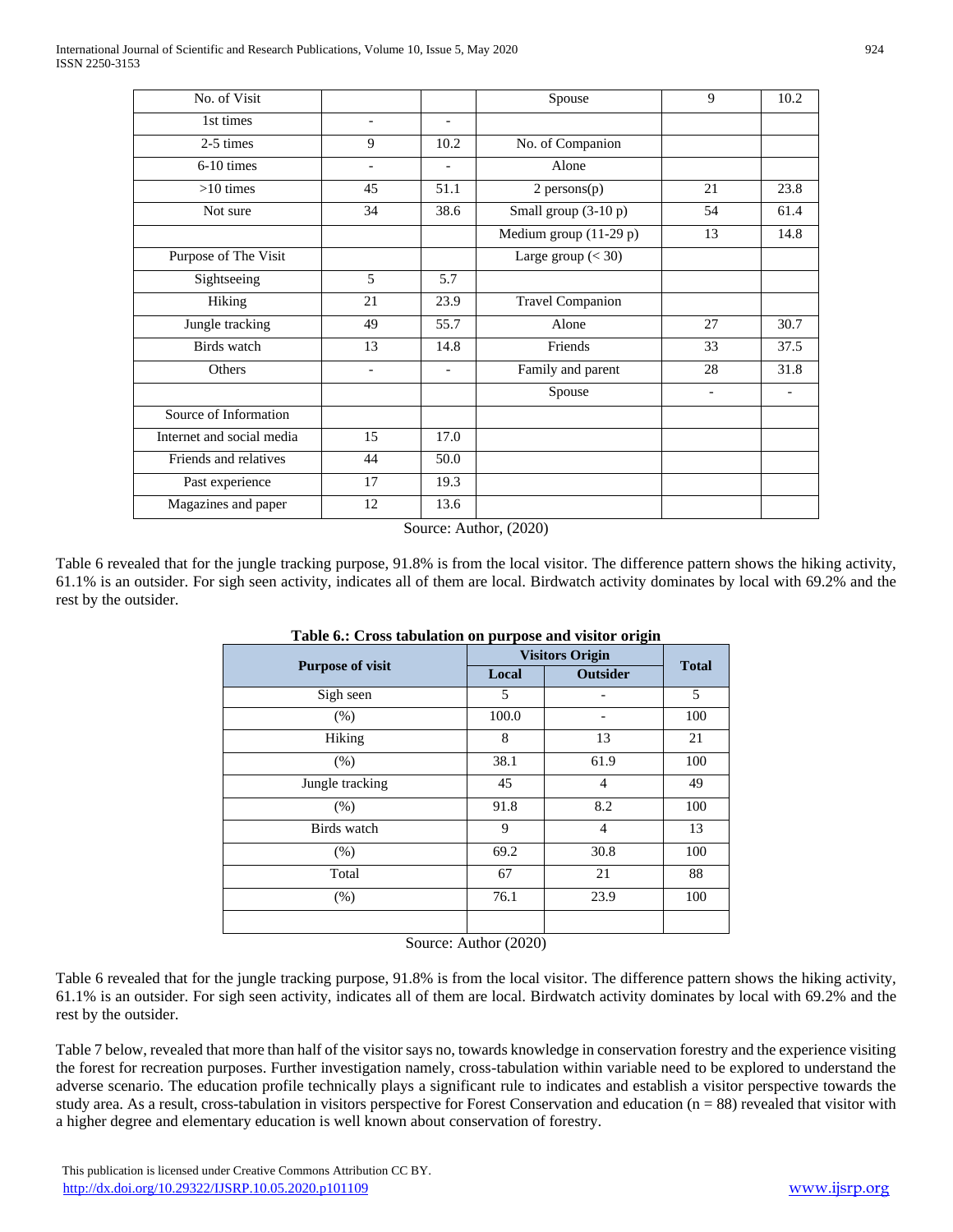| No. of Visit | | | Spouse | 9 | 10.2 |
|---|---|---|---|---|---|
| 1st times | - | - | | | |
| 2-5 times | 9 | 10.2 | No. of Companion | | |
| 6-10 times | - | - | Alone | | |
| >10 times | 45 | 51.1 | 2 persons(p) | 21 | 23.8 |
| Not sure | 34 | 38.6 | Small group (3-10 p) | 54 | 61.4 |
| | | | Medium group (11-29 p) | 13 | 14.8 |
| Purpose of The Visit | | | Large group (< 30) | | |
| Sightseeing | 5 | 5.7 | | | |
| Hiking | 21 | 23.9 | Travel Companion | | |
| Jungle tracking | 49 | 55.7 | Alone | 27 | 30.7 |
| Birds watch | 13 | 14.8 | Friends | 33 | 37.5 |
| Others | - | - | Family and parent | 28 | 31.8 |
| | | | Spouse | - | - |
| Source of Information | | | | | |
| Internet and social media | 15 | 17.0 | | | |
| Friends and relatives | 44 | 50.0 | | | |
| Past experience | 17 | 19.3 | | | |
| Magazines and paper | 12 | 13.6 | | | |

Source: Author, (2020)

Table 6 revealed that for the jungle tracking purpose, 91.8% is from the local visitor. The difference pattern shows the hiking activity, 61.1% is an outsider. For sigh seen activity, indicates all of them are local. Birdwatch activity dominates by local with 69.2% and the rest by the outsider.

**Table 6.: Cross tabulation on purpose and visitor origin**

| Purpose of visit | Visitors Origin | | Total |
|---|---|---|---|
| | Local | Outsider | |
| Sigh seen | 5 | - | 5 |
| (%) | 100.0 | - | 100 |
| Hiking | 8 | 13 | 21 |
| (%) | 38.1 | 61.9 | 100 |
| Jungle tracking | 45 | 4 | 49 |
| (%) | 91.8 | 8.2 | 100 |
| Birds watch | 9 | 4 | 13 |
| (%) | 69.2 | 30.8 | 100 |
| Total | 67 | 21 | 88 |
| (%) | 76.1 | 23.9 | 100 |

Source: Author (2020)

Table 6 revealed that for the jungle tracking purpose, 91.8% is from the local visitor. The difference pattern shows the hiking activity, 61.1% is an outsider. For sigh seen activity, indicates all of them are local. Birdwatch activity dominates by local with 69.2% and the rest by the outsider.

Table 7 below, revealed that more than half of the visitor says no, towards knowledge in conservation forestry and the experience visiting the forest for recreation purposes. Further investigation namely, cross-tabulation within variable need to be explored to understand the adverse scenario. The education profile technically plays a significant rule to indicates and establish a visitor perspective towards the study area. As a result, cross-tabulation in visitors perspective for Forest Conservation and education (n = 88) revealed that visitor with a higher degree and elementary education is well known about conservation of forestry.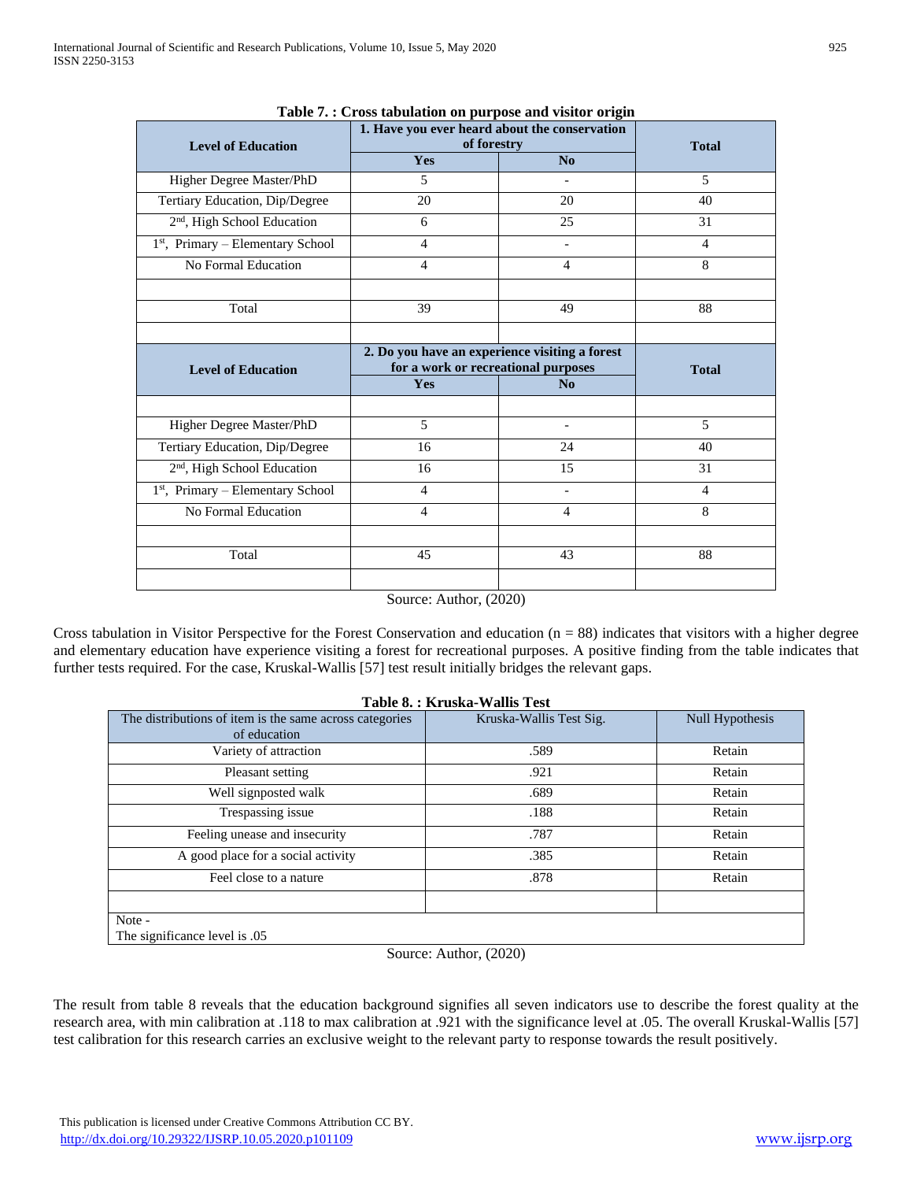**Table 7. : Cross tabulation on purpose and visitor origin**

| Level of Education | 1. Have you ever heard about the conservation of forestry | | Total |
|---|---|---|---|
| | Yes | No | |
| Higher Degree Master/PhD | 5 | - | 5 |
| Tertiary Education, Dip/Degree | 20 | 20 | 40 |
| 2nd, High School Education | 6 | 25 | 31 |
| 1st, Primary – Elementary School | 4 | - | 4 |
| No Formal Education | 4 | 4 | 8 |
| | | | |
| Total | 39 | 49 | 88 |
| | | | |
| **Level of Education** | **2. Do you have an experience visiting a forest for a work or recreational purposes** | | **Total** |
| | **Yes** | **No** | |
| | | | |
| Higher Degree Master/PhD | 5 | - | 5 |
| Tertiary Education, Dip/Degree | 16 | 24 | 40 |
| 2nd, High School Education | 16 | 15 | 31 |
| 1st, Primary – Elementary School | 4 | - | 4 |
| No Formal Education | 4 | 4 | 8 |
| | | | |
| Total | 45 | 43 | 88 |
| | | | |

Source: Author, (2020)

Cross tabulation in Visitor Perspective for the Forest Conservation and education (n = 88) indicates that visitors with a higher degree and elementary education have experience visiting a forest for recreational purposes. A positive finding from the table indicates that further tests required. For the case, Kruskal-Wallis [57] test result initially bridges the relevant gaps.

**Table 8. : Kruska-Wallis Test**

| The distributions of item is the same across categories of education | Kruska-Wallis Test Sig. | Null Hypothesis |
|---|---|---|
| Variety of attraction | .589 | Retain |
| Pleasant setting | .921 | Retain |
| Well signposted walk | .689 | Retain |
| Trespassing issue | .188 | Retain |
| Feeling unease and insecurity | .787 | Retain |
| A good place for a social activity | .385 | Retain |
| Feel close to a nature | .878 | Retain |
| | | |
| Note - The significance level is .05 | | |

Source: Author, (2020)

The result from table 8 reveals that the education background signifies all seven indicators use to describe the forest quality at the research area, with min calibration at .118 to max calibration at .921 with the significance level at .05. The overall Kruskal-Wallis [57] test calibration for this research carries an exclusive weight to the relevant party to response towards the result positively.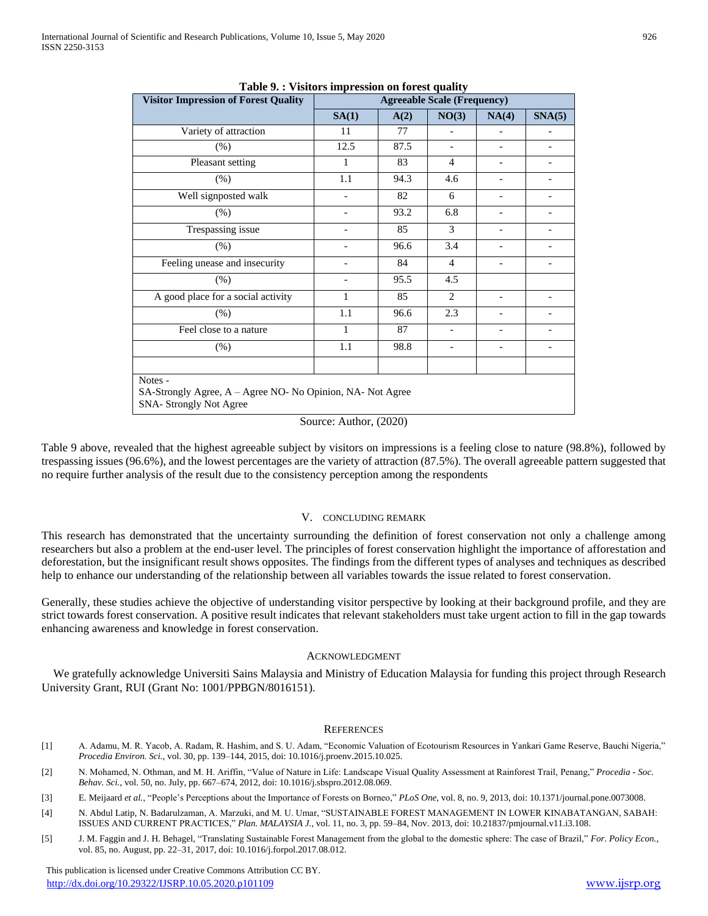**Table 9. : Visitors impression on forest quality**

| Visitor Impression of Forest Quality | Agreeable Scale (Frequency) | | | | |
|---|---|---|---|---|---|
| | SA(1) | A(2) | NO(3) | NA(4) | SNA(5) |
| Variety of attraction | 11 | 77 | - | - | - |
| (%) | 12.5 | 87.5 | - | - | - |
| Pleasant setting | 1 | 83 | 4 | - | - |
| (%) | 1.1 | 94.3 | 4.6 | - | - |
| Well signposted walk | - | 82 | 6 | - | - |
| (%) | - | 93.2 | 6.8 | - | - |
| Trespassing issue | - | 85 | 3 | - | - |
| (%) | - | 96.6 | 3.4 | - | - |
| Feeling unease and insecurity | - | 84 | 4 | - | - |
| (%) | - | 95.5 | 4.5 | | |
| A good place for a social activity | 1 | 85 | 2 | - | - |
| (%) | 1.1 | 96.6 | 2.3 | - | - |
| Feel close to a nature | 1 | 87 | - | - | - |
| (%) | 1.1 | 98.8 | - | - | - |

Notes -
SA-Strongly Agree, A – Agree NO- No Opinion, NA- Not Agree
SNA- Strongly Not Agree

Source: Author, (2020)

Table 9 above, revealed that the highest agreeable subject by visitors on impressions is a feeling close to nature (98.8%), followed by trespassing issues (96.6%), and the lowest percentages are the variety of attraction (87.5%). The overall agreeable pattern suggested that no require further analysis of the result due to the consistency perception among the respondents

## V. Concluding Remark

This research has demonstrated that the uncertainty surrounding the definition of forest conservation not only a challenge among researchers but also a problem at the end-user level. The principles of forest conservation highlight the importance of afforestation and deforestation, but the insignificant result shows opposites. The findings from the different types of analyses and techniques as described help to enhance our understanding of the relationship between all variables towards the issue related to forest conservation.

Generally, these studies achieve the objective of understanding visitor perspective by looking at their background profile, and they are strict towards forest conservation. A positive result indicates that relevant stakeholders must take urgent action to fill in the gap towards enhancing awareness and knowledge in forest conservation.

## Acknowledgment

We gratefully acknowledge Universiti Sains Malaysia and Ministry of Education Malaysia for funding this project through Research University Grant, RUI (Grant No: 1001/PPBGN/8016151).

## References

[1] A. Adamu, M. R. Yacob, A. Radam, R. Hashim, and S. U. Adam, "Economic Valuation of Ecotourism Resources in Yankari Game Reserve, Bauchi Nigeria," *Procedia Environ. Sci.*, vol. 30, pp. 139–144, 2015, doi: 10.1016/j.proenv.2015.10.025.

[2] N. Mohamed, N. Othman, and M. H. Ariffin, "Value of Nature in Life: Landscape Visual Quality Assessment at Rainforest Trail, Penang," *Procedia - Soc. Behav. Sci.*, vol. 50, no. July, pp. 667–674, 2012, doi: 10.1016/j.sbspro.2012.08.069.

[3] E. Meijaard *et al.*, "People's Perceptions about the Importance of Forests on Borneo," *PLoS One*, vol. 8, no. 9, 2013, doi: 10.1371/journal.pone.0073008.

[4] N. Abdul Latip, N. Badarulzaman, A. Marzuki, and M. U. Umar, "SUSTAINABLE FOREST MANAGEMENT IN LOWER KINABATANGAN, SABAH: ISSUES AND CURRENT PRACTICES," *Plan. MALAYSIA J.*, vol. 11, no. 3, pp. 59–84, Nov. 2013, doi: 10.21837/pmjournal.v11.i3.108.

[5] J. M. Faggin and J. H. Behagel, "Translating Sustainable Forest Management from the global to the domestic sphere: The case of Brazil," *For. Policy Econ.*, vol. 85, no. August, pp. 22–31, 2017, doi: 10.1016/j.forpol.2017.08.012.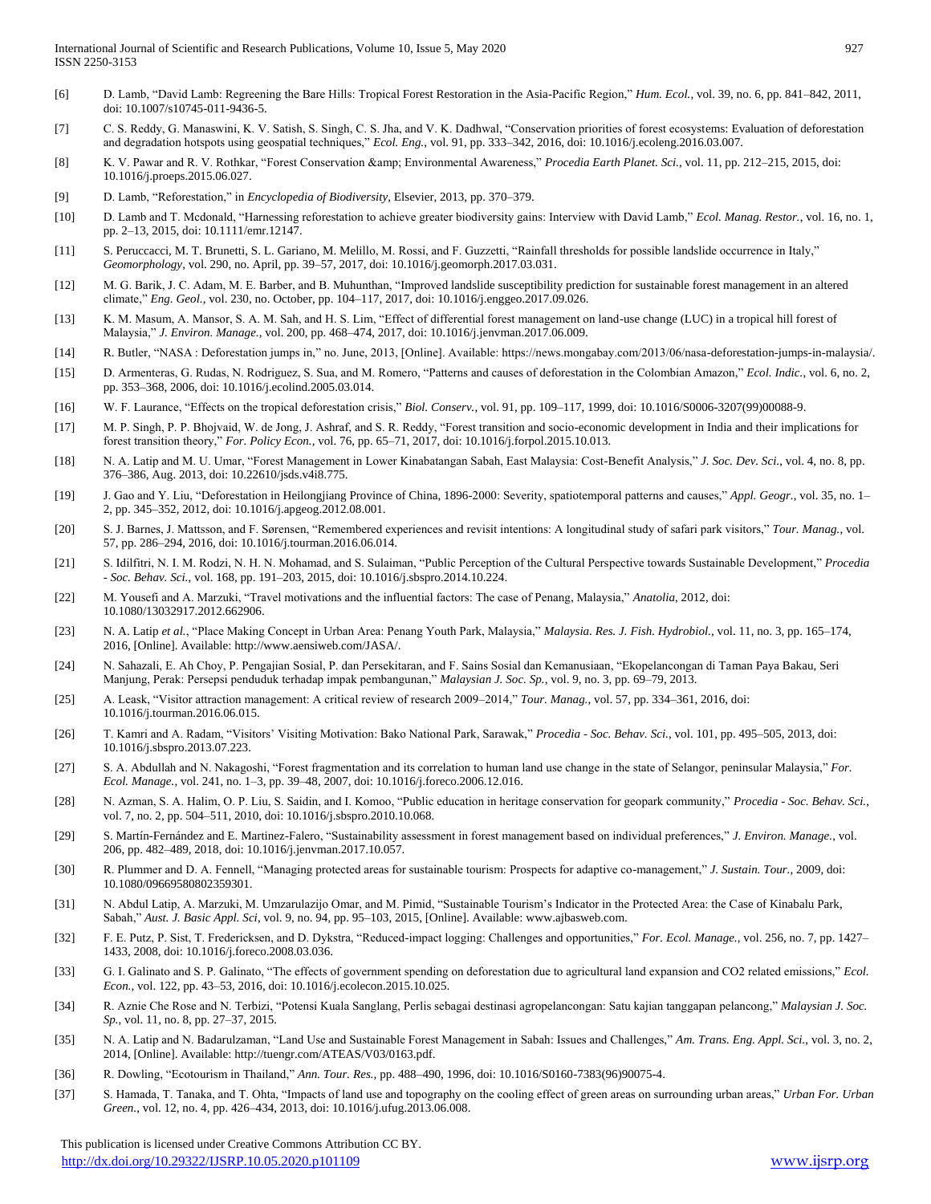[6] D. Lamb, "David Lamb: Regreening the Bare Hills: Tropical Forest Restoration in the Asia-Pacific Region," *Hum. Ecol.*, vol. 39, no. 6, pp. 841–842, 2011, doi: 10.1007/s10745-011-9436-5.

[7] C. S. Reddy, G. Manaswini, K. V. Satish, S. Singh, C. S. Jha, and V. K. Dadhwal, "Conservation priorities of forest ecosystems: Evaluation of deforestation and degradation hotspots using geospatial techniques," *Ecol. Eng.*, vol. 91, pp. 333–342, 2016, doi: 10.1016/j.ecoleng.2016.03.007.

[8] K. V. Pawar and R. V. Rothkar, "Forest Conservation &amp; Environmental Awareness," *Procedia Earth Planet. Sci.*, vol. 11, pp. 212–215, 2015, doi: 10.1016/j.proeps.2015.06.027.

[9] D. Lamb, "Reforestation," in *Encyclopedia of Biodiversity*, Elsevier, 2013, pp. 370–379.

[10] D. Lamb and T. Mcdonald, "Harnessing reforestation to achieve greater biodiversity gains: Interview with David Lamb," *Ecol. Manag. Restor.*, vol. 16, no. 1, pp. 2–13, 2015, doi: 10.1111/emr.12147.

[11] S. Peruccacci, M. T. Brunetti, S. L. Gariano, M. Melillo, M. Rossi, and F. Guzzetti, "Rainfall thresholds for possible landslide occurrence in Italy," *Geomorphology*, vol. 290, no. April, pp. 39–57, 2017, doi: 10.1016/j.geomorph.2017.03.031.

[12] M. G. Barik, J. C. Adam, M. E. Barber, and B. Muhunthan, "Improved landslide susceptibility prediction for sustainable forest management in an altered climate," *Eng. Geol.*, vol. 230, no. October, pp. 104–117, 2017, doi: 10.1016/j.enggeo.2017.09.026.

[13] K. M. Masum, A. Mansor, S. A. M. Sah, and H. S. Lim, "Effect of differential forest management on land-use change (LUC) in a tropical hill forest of Malaysia," *J. Environ. Manage.*, vol. 200, pp. 468–474, 2017, doi: 10.1016/j.jenvman.2017.06.009.

[14] R. Butler, "NASA : Deforestation jumps in," no. June, 2013, [Online]. Available: https://news.mongabay.com/2013/06/nasa-deforestation-jumps-in-malaysia/.

[15] D. Armenteras, G. Rudas, N. Rodriguez, S. Sua, and M. Romero, "Patterns and causes of deforestation in the Colombian Amazon," *Ecol. Indic.*, vol. 6, no. 2, pp. 353–368, 2006, doi: 10.1016/j.ecolind.2005.03.014.

[16] W. F. Laurance, "Effects on the tropical deforestation crisis," *Biol. Conserv.*, vol. 91, pp. 109–117, 1999, doi: 10.1016/S0006-3207(99)00088-9.

[17] M. P. Singh, P. P. Bhojvaid, W. de Jong, J. Ashraf, and S. R. Reddy, "Forest transition and socio-economic development in India and their implications for forest transition theory," *For. Policy Econ.*, vol. 76, pp. 65–71, 2017, doi: 10.1016/j.forpol.2015.10.013.

[18] N. A. Latip and M. U. Umar, "Forest Management in Lower Kinabatangan Sabah, East Malaysia: Cost-Benefit Analysis," *J. Soc. Dev. Sci.*, vol. 4, no. 8, pp. 376–386, Aug. 2013, doi: 10.22610/jsds.v4i8.775.

[19] J. Gao and Y. Liu, "Deforestation in Heilongjiang Province of China, 1896-2000: Severity, spatiotemporal patterns and causes," *Appl. Geogr.*, vol. 35, no. 1–2, pp. 345–352, 2012, doi: 10.1016/j.apgeog.2012.08.001.

[20] S. J. Barnes, J. Mattsson, and F. Sørensen, "Remembered experiences and revisit intentions: A longitudinal study of safari park visitors," *Tour. Manag.*, vol. 57, pp. 286–294, 2016, doi: 10.1016/j.tourman.2016.06.014.

[21] S. Idilfitri, N. I. M. Rodzi, N. H. N. Mohamad, and S. Sulaiman, "Public Perception of the Cultural Perspective towards Sustainable Development," *Procedia - Soc. Behav. Sci.*, vol. 168, pp. 191–203, 2015, doi: 10.1016/j.sbspro.2014.10.224.

[22] M. Yousefi and A. Marzuki, "Travel motivations and the influential factors: The case of Penang, Malaysia," *Anatolia*, 2012, doi: 10.1080/13032917.2012.662906.

[23] N. A. Latip *et al.*, "Place Making Concept in Urban Area: Penang Youth Park, Malaysia," *Malaysia. Res. J. Fish. Hydrobiol.*, vol. 11, no. 3, pp. 165–174, 2016, [Online]. Available: http://www.aensiweb.com/JASA/.

[24] N. Sahazali, E. Ah Choy, P. Pengajian Sosial, P. dan Persekitaran, and F. Sains Sosial dan Kemanusiaan, "Ekopelancongan di Taman Paya Bakau, Seri Manjung, Perak: Persepsi penduduk terhadap impak pembangunan," *Malaysian J. Soc. Sp.*, vol. 9, no. 3, pp. 69–79, 2013.

[25] A. Leask, "Visitor attraction management: A critical review of research 2009–2014," *Tour. Manag.*, vol. 57, pp. 334–361, 2016, doi: 10.1016/j.tourman.2016.06.015.

[26] T. Kamri and A. Radam, "Visitors' Visiting Motivation: Bako National Park, Sarawak," *Procedia - Soc. Behav. Sci.*, vol. 101, pp. 495–505, 2013, doi: 10.1016/j.sbspro.2013.07.223.

[27] S. A. Abdullah and N. Nakagoshi, "Forest fragmentation and its correlation to human land use change in the state of Selangor, peninsular Malaysia," *For. Ecol. Manage.*, vol. 241, no. 1–3, pp. 39–48, 2007, doi: 10.1016/j.foreco.2006.12.016.

[28] N. Azman, S. A. Halim, O. P. Liu, S. Saidin, and I. Komoo, "Public education in heritage conservation for geopark community," *Procedia - Soc. Behav. Sci.*, vol. 7, no. 2, pp. 504–511, 2010, doi: 10.1016/j.sbspro.2010.10.068.

[29] S. Martín-Fernández and E. Martinez-Falero, "Sustainability assessment in forest management based on individual preferences," *J. Environ. Manage.*, vol. 206, pp. 482–489, 2018, doi: 10.1016/j.jenvman.2017.10.057.

[30] R. Plummer and D. A. Fennell, "Managing protected areas for sustainable tourism: Prospects for adaptive co-management," *J. Sustain. Tour.*, 2009, doi: 10.1080/09669580802359301.

[31] N. Abdul Latip, A. Marzuki, M. Umzarulazijo Omar, and M. Pimid, "Sustainable Tourism's Indicator in the Protected Area: the Case of Kinabalu Park, Sabah," *Aust. J. Basic Appl. Sci*, vol. 9, no. 94, pp. 95–103, 2015, [Online]. Available: www.ajbasweb.com.

[32] F. E. Putz, P. Sist, T. Fredericksen, and D. Dykstra, "Reduced-impact logging: Challenges and opportunities," *For. Ecol. Manage.*, vol. 256, no. 7, pp. 1427–1433, 2008, doi: 10.1016/j.foreco.2008.03.036.

[33] G. I. Galinato and S. P. Galinato, "The effects of government spending on deforestation due to agricultural land expansion and CO2 related emissions," *Ecol. Econ.*, vol. 122, pp. 43–53, 2016, doi: 10.1016/j.ecolecon.2015.10.025.

[34] R. Aznie Che Rose and N. Terbizi, "Potensi Kuala Sanglang, Perlis sebagai destinasi agropelancongan: Satu kajian tanggapan pelancong," *Malaysian J. Soc. Sp.*, vol. 11, no. 8, pp. 27–37, 2015.

[35] N. A. Latip and N. Badarulzaman, "Land Use and Sustainable Forest Management in Sabah: Issues and Challenges," *Am. Trans. Eng. Appl. Sci.*, vol. 3, no. 2, 2014, [Online]. Available: http://tuengr.com/ATEAS/V03/0163.pdf.

[36] R. Dowling, "Ecotourism in Thailand," *Ann. Tour. Res.*, pp. 488–490, 1996, doi: 10.1016/S0160-7383(96)90075-4.

[37] S. Hamada, T. Tanaka, and T. Ohta, "Impacts of land use and topography on the cooling effect of green areas on surrounding urban areas," *Urban For. Urban Green.*, vol. 12, no. 4, pp. 426–434, 2013, doi: 10.1016/j.ufug.2013.06.008.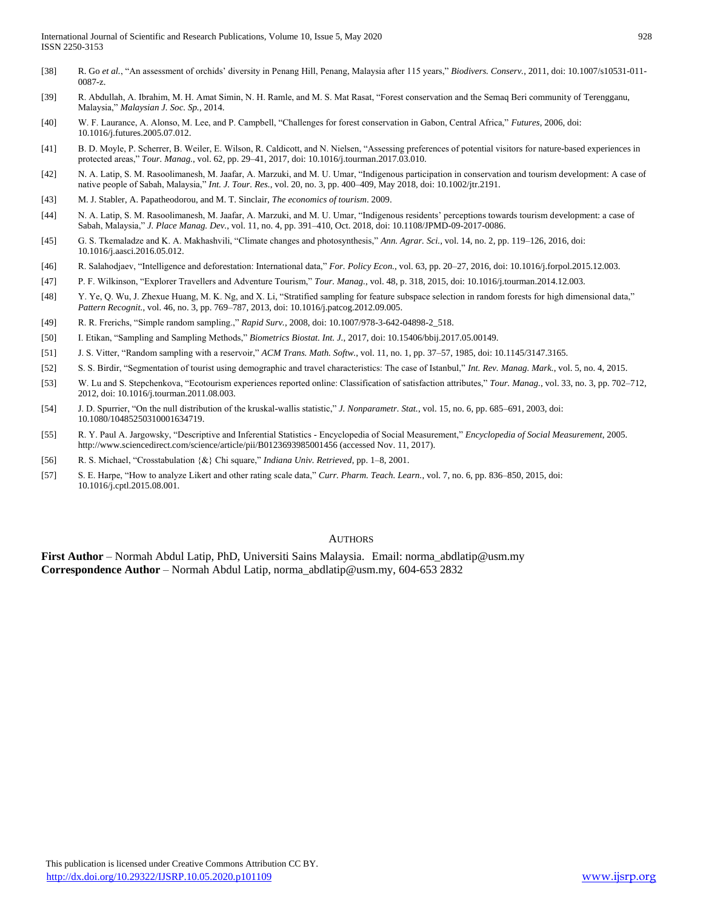[38] R. Go *et al.*, "An assessment of orchids' diversity in Penang Hill, Penang, Malaysia after 115 years," *Biodivers. Conserv.*, 2011, doi: 10.1007/s10531-011-0087-z.

[39] R. Abdullah, A. Ibrahim, M. H. Amat Simin, N. H. Ramle, and M. S. Mat Rasat, "Forest conservation and the Semaq Beri community of Terengganu, Malaysia," *Malaysian J. Soc. Sp.*, 2014.

[40] W. F. Laurance, A. Alonso, M. Lee, and P. Campbell, "Challenges for forest conservation in Gabon, Central Africa," *Futures*, 2006, doi: 10.1016/j.futures.2005.07.012.

[41] B. D. Moyle, P. Scherrer, B. Weiler, E. Wilson, R. Caldicott, and N. Nielsen, "Assessing preferences of potential visitors for nature-based experiences in protected areas," *Tour. Manag.*, vol. 62, pp. 29–41, 2017, doi: 10.1016/j.tourman.2017.03.010.

[42] N. A. Latip, S. M. Rasoolimanesh, M. Jaafar, A. Marzuki, and M. U. Umar, "Indigenous participation in conservation and tourism development: A case of native people of Sabah, Malaysia," *Int. J. Tour. Res.*, vol. 20, no. 3, pp. 400–409, May 2018, doi: 10.1002/jtr.2191.

[43] M. J. Stabler, A. Papatheodorou, and M. T. Sinclair, *The economics of tourism*. 2009.

[44] N. A. Latip, S. M. Rasoolimanesh, M. Jaafar, A. Marzuki, and M. U. Umar, "Indigenous residents' perceptions towards tourism development: a case of Sabah, Malaysia," *J. Place Manag. Dev.*, vol. 11, no. 4, pp. 391–410, Oct. 2018, doi: 10.1108/JPMD-09-2017-0086.

[45] G. S. Tkemaladze and K. A. Makhashvili, "Climate changes and photosynthesis," *Ann. Agrar. Sci.*, vol. 14, no. 2, pp. 119–126, 2016, doi: 10.1016/j.aasci.2016.05.012.

[46] R. Salahodjaev, "Intelligence and deforestation: International data," *For. Policy Econ.*, vol. 63, pp. 20–27, 2016, doi: 10.1016/j.forpol.2015.12.003.

[47] P. F. Wilkinson, "Explorer Travellers and Adventure Tourism," *Tour. Manag.*, vol. 48, p. 318, 2015, doi: 10.1016/j.tourman.2014.12.003.

[48] Y. Ye, Q. Wu, J. Zhexue Huang, M. K. Ng, and X. Li, "Stratified sampling for feature subspace selection in random forests for high dimensional data," *Pattern Recognit.*, vol. 46, no. 3, pp. 769–787, 2013, doi: 10.1016/j.patcog.2012.09.005.

[49] R. R. Frerichs, "Simple random sampling.," *Rapid Surv.*, 2008, doi: 10.1007/978-3-642-04898-2_518.

[50] I. Etikan, "Sampling and Sampling Methods," *Biometrics Biostat. Int. J.*, 2017, doi: 10.15406/bbij.2017.05.00149.

[51] J. S. Vitter, "Random sampling with a reservoir," *ACM Trans. Math. Softw.*, vol. 11, no. 1, pp. 37–57, 1985, doi: 10.1145/3147.3165.

[52] S. S. Birdir, "Segmentation of tourist using demographic and travel characteristics: The case of Istanbul," *Int. Rev. Manag. Mark.*, vol. 5, no. 4, 2015.

[53] W. Lu and S. Stepchenkova, "Ecotourism experiences reported online: Classification of satisfaction attributes," *Tour. Manag.*, vol. 33, no. 3, pp. 702–712, 2012, doi: 10.1016/j.tourman.2011.08.003.

[54] J. D. Spurrier, "On the null distribution of the kruskal-wallis statistic," *J. Nonparametr. Stat.*, vol. 15, no. 6, pp. 685–691, 2003, doi: 10.1080/10485250310001634719.

[55] R. Y. Paul A. Jargowsky, "Descriptive and Inferential Statistics - Encyclopedia of Social Measurement," *Encyclopedia of Social Measurement*, 2005. http://www.sciencedirect.com/science/article/pii/B0123693985001456 (accessed Nov. 11, 2017).

[56] R. S. Michael, "Crosstabulation {&} Chi square," *Indiana Univ. Retrieved*, pp. 1–8, 2001.

[57] S. E. Harpe, "How to analyze Likert and other rating scale data," *Curr. Pharm. Teach. Learn.*, vol. 7, no. 6, pp. 836–850, 2015, doi: 10.1016/j.cptl.2015.08.001.

## AUTHORS

**First Author** – Normah Abdul Latip, PhD, Universiti Sains Malaysia. Email: norma_abdlatip@usm.my

**Correspondence Author** – Normah Abdul Latip, norma_abdlatip@usm.my, 604-653 2832